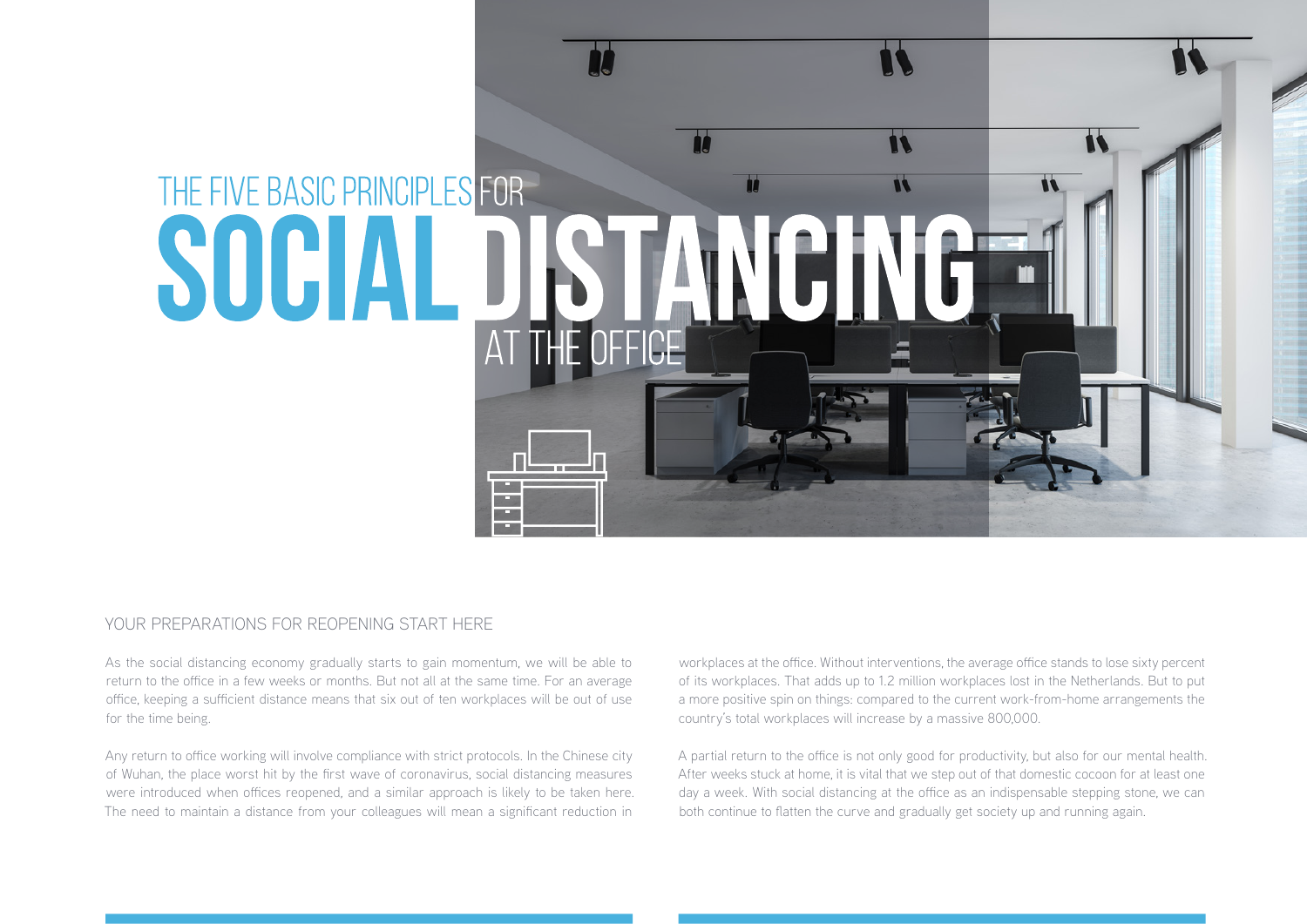# THE FIVE BASIC PRINCIPLES FOR SOCIAL DISTANCING AT THE OFFICE

## YOUR PREPARATIONS FOR REOPENING START HERE

As the social distancing economy gradually starts to gain momentum, we will be able to return to the office in a few weeks or months. But not all at the same time. For an average office, keeping a sufficient distance means that six out of ten workplaces will be out of use for the time being.

Any return to office working will involve compliance with strict protocols. In the Chinese city of Wuhan, the place worst hit by the first wave of coronavirus, social distancing measures were introduced when offices reopened, and a similar approach is likely to be taken here. The need to maintain a distance from your colleagues will mean a significant reduction in workplaces at the office. Without interventions, the average office stands to lose sixty percent of its workplaces. That adds up to 1.2 million workplaces lost in the Netherlands. But to put a more positive spin on things: compared to the current work-from-home arrangements the country's total workplaces will increase by a massive 800,000.

A partial return to the office is not only good for productivity, but also for our mental health. After weeks stuck at home, it is vital that we step out of that domestic cocoon for at least one day a week. With social distancing at the office as an indispensable stepping stone, we can both continue to flatten the curve and gradually get society up and running again.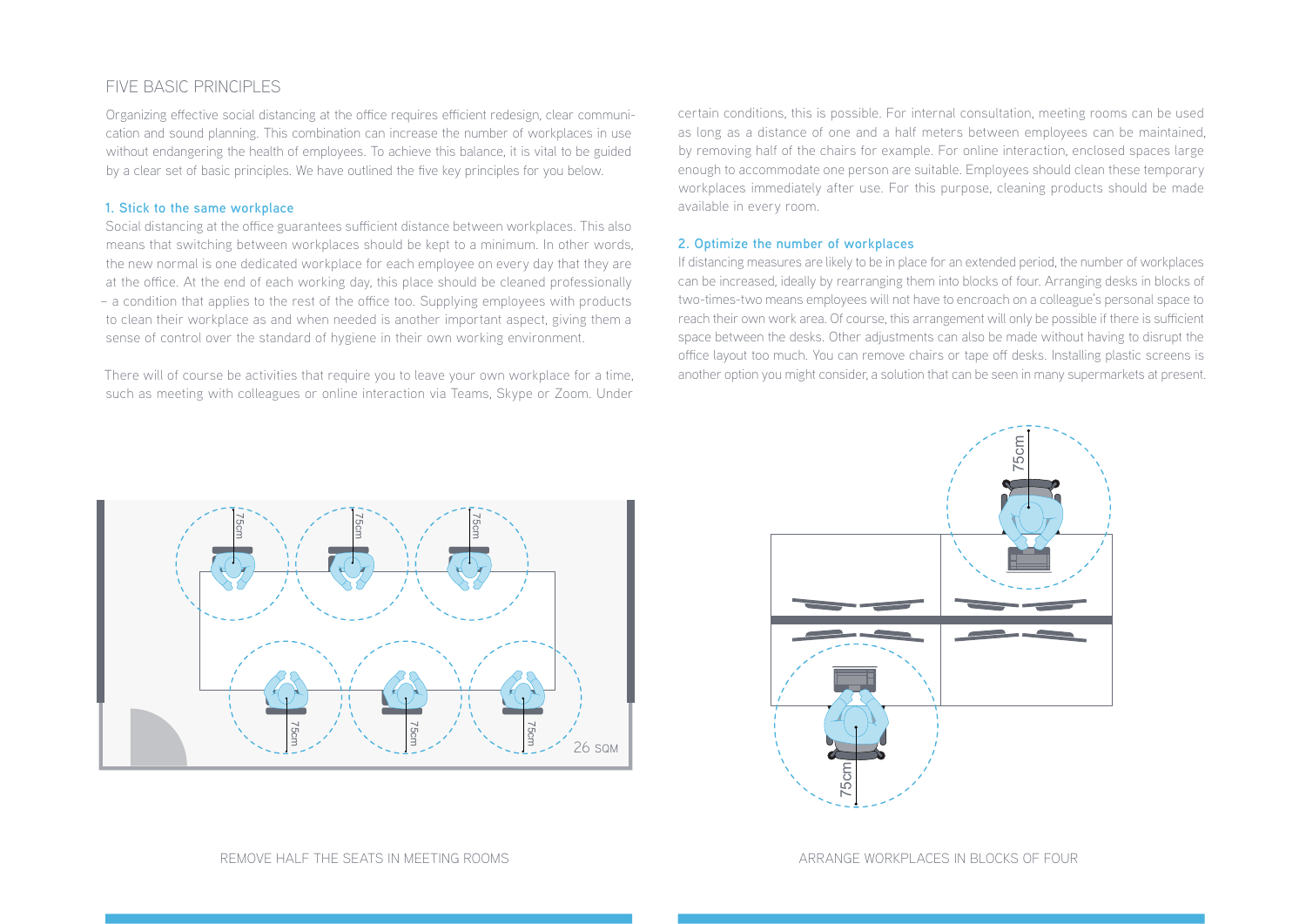## FIVE BASIC PRINCIPLES

Organizing effective social distancing at the office requires efficient redesign, clear communication and sound planning. This combination can increase the number of workplaces in use without endangering the health of employees. To achieve this balance, it is vital to be guided by a clear set of basic principles. We have outlined the five key principles for you below.

### 1. Stick to the same workplace

Social distancing at the office guarantees sufficient distance between workplaces. This also means that switching between workplaces should be kept to a minimum. In other words, the new normal is one dedicated workplace for each employee on every day that they are at the office. At the end of each working day, this place should be cleaned professionally – a condition that applies to the rest of the office too. Supplying employees with products to clean their workplace as and when needed is another important aspect, giving them a sense of control over the standard of hygiene in their own working environment.

There will of course be activities that require you to leave your own workplace for a time, such as meeting with colleagues or online interaction via Teams, Skype or Zoom. Under certain conditions, this is possible. For internal consultation, meeting rooms can be used as long as a distance of one and a half meters between employees can be maintained, by removing half of the chairs for example. For online interaction, enclosed spaces large enough to accommodate one person are suitable. Employees should clean these temporary workplaces immediately after use. For this purpose, cleaning products should be made available in every room.

### 2. Optimize the number of workplaces

If distancing measures are likely to be in place for an extended period, the number of workplaces can be increased, ideally by rearranging them into blocks of four. Arranging desks in blocks of two-times-two means employees will not have to encroach on a colleague's personal space to reach their own work area. Of course, this arrangement will only be possible if there is sufficient space between the desks. Other adjustments can also be made without having to disrupt the office layout too much. You can remove chairs or tape off desks. Installing plastic screens is another option you might consider, a solution that can be seen in many supermarkets at present.

75cm 75cm 75cm 75cm 75cm 75cm 26 SQM

REMOVE HALF THE SEATS IN MEETING ROOMS

75cm 75cm

ARRANGE WORKPLACES IN BLOCKS OF FOUR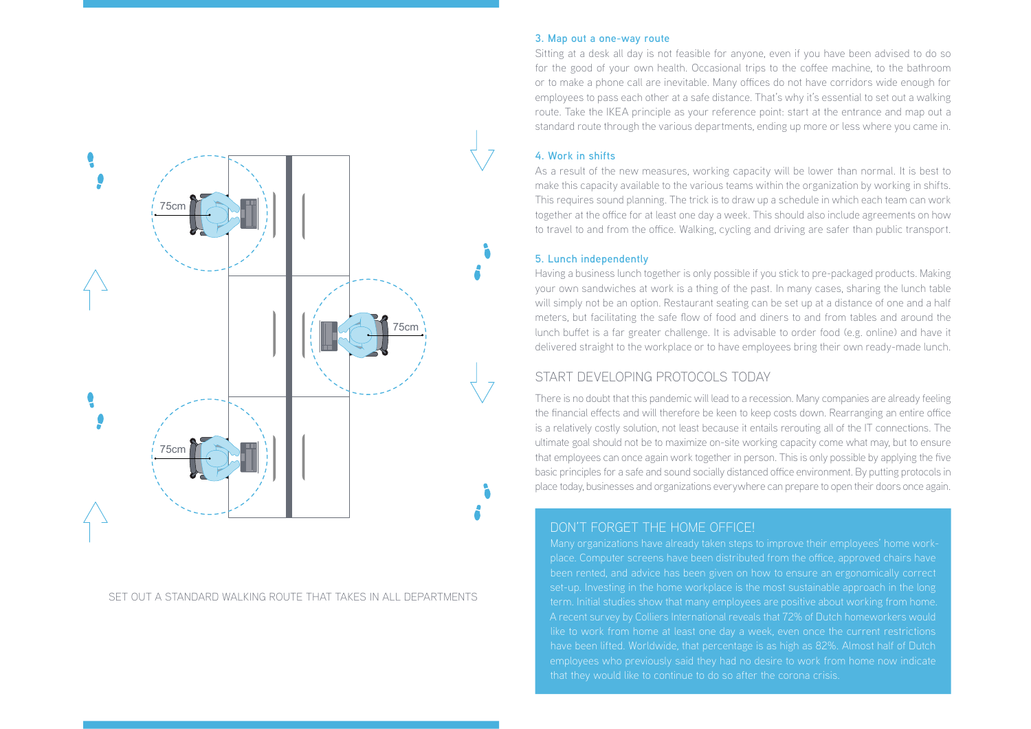SET OUT A STANDARD WALKING ROUTE THAT TAKES IN ALL DEPARTMENTS

### 3. Map out a one-way route

Sitting at a desk all day is not feasible for anyone, even if you have been advised to do so for the good of your own health. Occasional trips to the coffee machine, to the bathroom or to make a phone call are inevitable. Many offices do not have corridors wide enough for employees to pass each other at a safe distance. That's why it's essential to set out a walking route. Take the IKEA principle as your reference point: start at the entrance and map out a standard route through the various departments, ending up more or less where you came in.

### 4. Work in shifts

As a result of the new measures, working capacity will be lower than normal. It is best to make this capacity available to the various teams within the organization by working in shifts. This requires sound planning. The trick is to draw up a schedule in which each team can work together at the office for at least one day a week. This should also include agreements on how to travel to and from the office. Walking, cycling and driving are safer than public transport.

### 5. Lunch independently

Having a business lunch together is only possible if you stick to pre-packaged products. Making your own sandwiches at work is a thing of the past. In many cases, sharing the lunch table will simply not be an option. Restaurant seating can be set up at a distance of one and a half meters, but facilitating the safe flow of food and diners to and from tables and around the lunch buffet is a far greater challenge. It is advisable to order food (e.g. online) and have it delivered straight to the workplace or to have employees bring their own ready-made lunch.

## START DEVELOPING PROTOCOLS TODAY

There is no doubt that this pandemic will lead to a recession. Many companies are already feeling the financial effects and will therefore be keen to keep costs down. Rearranging an entire office is a relatively costly solution, not least because it entails rerouting all of the IT connections. The ultimate goal should not be to maximize on-site working capacity come what may, but to ensure that employees can once again work together in person. This is only possible by applying the five basic principles for a safe and sound socially distanced office environment. By putting protocols in place today, businesses and organizations everywhere can prepare to open their doors once again.

## DON'T FORGET THE HOME OFFICE!

Many organizations have already taken steps to improve their employees' home workplace. Computer screens have been distributed from the office, approved chairs have been rented, and advice has been given on how to ensure an ergonomically correct set-up. Investing in the home workplace is the most sustainable approach in the long term. Initial studies show that many employees are positive about working from home. A recent survey by Colliers International reveals that 72% of Dutch homeworkers would like to work from home at least one day a week, even once the current restrictions have been lifted. Worldwide, that percentage is as high as 82%. Almost half of Dutch employees who previously said they had no desire to work from home now indicate that they would like to continue to do so after the corona crisis.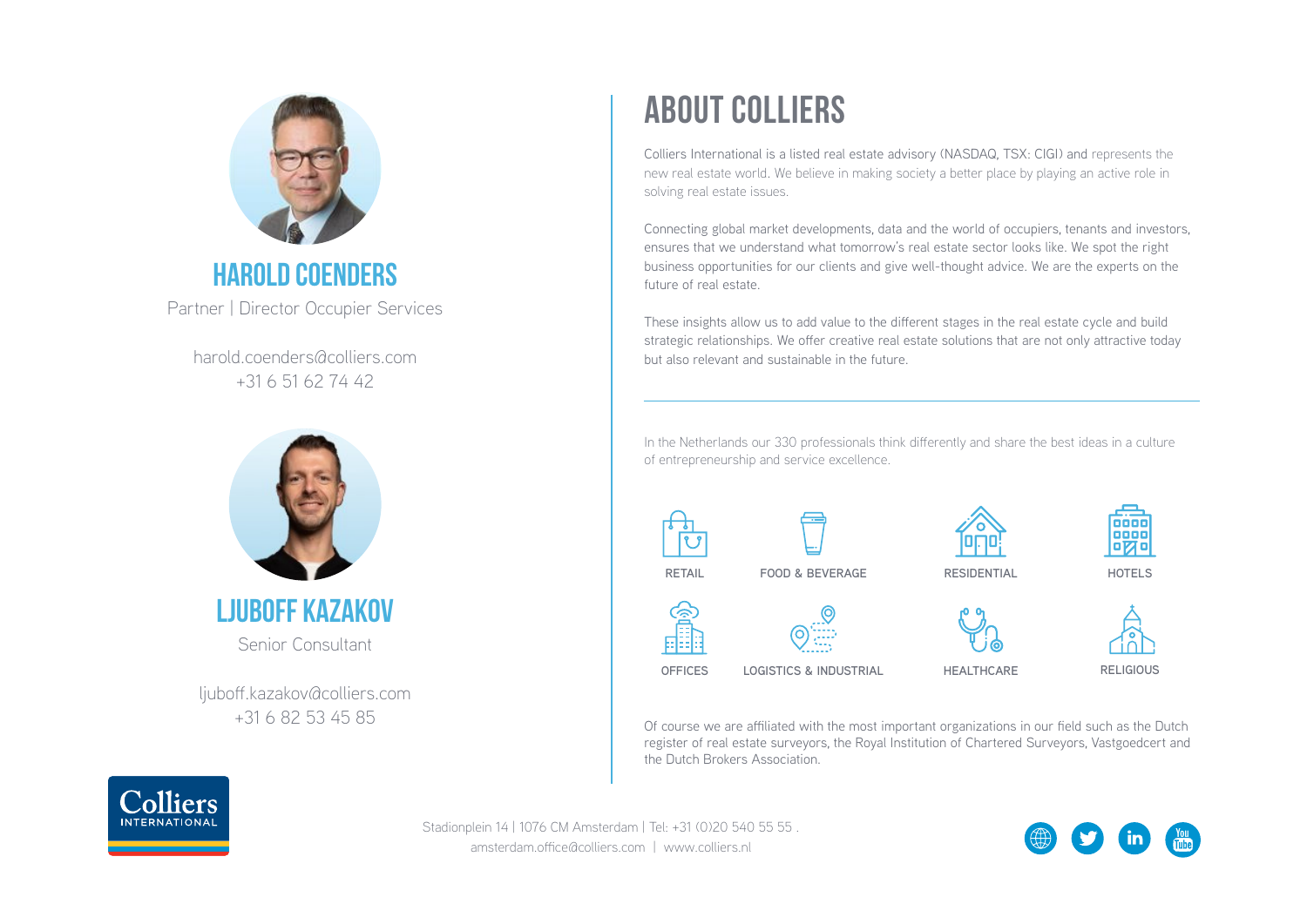## HAROLD COENDERS

Partner | Director Occupier Services

harold.coenders@colliers.com
+31 6 51 62 74 42

## LJUBOFF KAZAKOV

Senior Consultant

ljuboff.kazakov@colliers.com
+31 6 82 53 45 85

# ABOUT COLLIERS

Colliers International is a listed real estate advisory (NASDAQ, TSX: CIGI) and represents the new real estate world. We believe in making society a better place by playing an active role in solving real estate issues.

Connecting global market developments, data and the world of occupiers, tenants and investors, ensures that we understand what tomorrow's real estate sector looks like. We spot the right business opportunities for our clients and give well-thought advice. We are the experts on the future of real estate.

These insights allow us to add value to the different stages in the real estate cycle and build strategic relationships. We offer creative real estate solutions that are not only attractive today but also relevant and sustainable in the future.

In the Netherlands our 330 professionals think differently and share the best ideas in a culture of entrepreneurship and service excellence.

RETAIL
FOOD & BEVERAGE
RESIDENTIAL
HOTELS
OFFICES
LOGISTICS & INDUSTRIAL
HEALTHCARE
RELIGIOUS

Of course we are affiliated with the most important organizations in our field such as the Dutch register of real estate surveyors, the Royal Institution of Chartered Surveyors, Vastgoedcert and the Dutch Brokers Association.

Colliers INTERNATIONAL

Stadionplein 14 | 1076 CM Amsterdam | Tel: +31 (0)20 540 55 55 .
amsterdam.office@colliers.com | www.colliers.nl